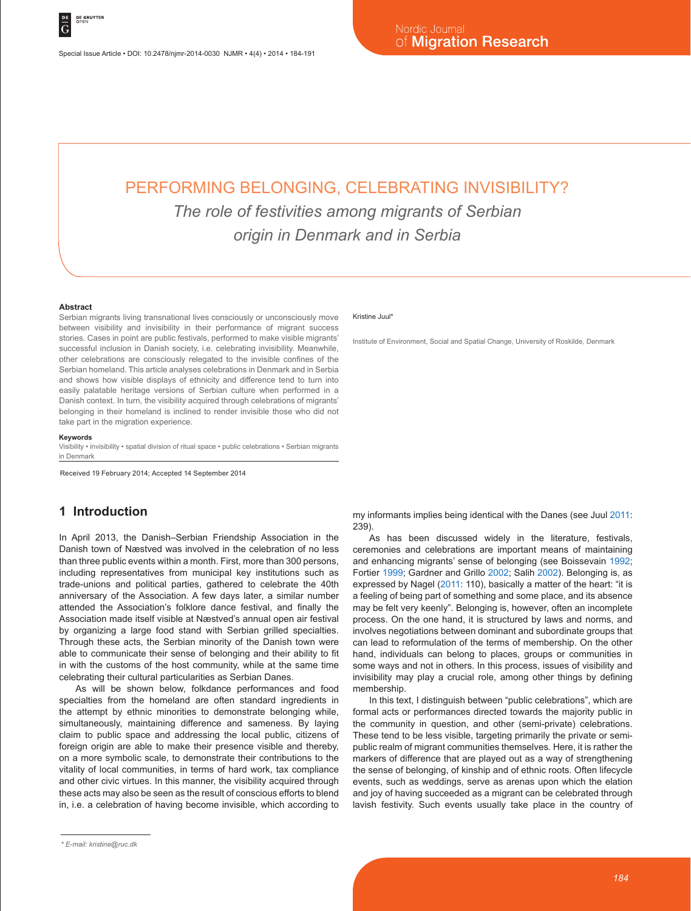# PERFORMING BELONGING, CELEBRATING INVISIBILITY?

*The role of festivities among migrants of Serbian origin in Denmark and in Serbia*

Kristine Juul*

Institute of Environment, Social and Spatial Change, University of Roskilde, Denmark

### Abstract

Serbian migrants living transnational lives consciously or unconsciously move between visibility and invisibility in their performance of migrant success stories. Cases in point are public festivals, performed to make visible migrants' successful inclusion in Danish society, i.e. celebrating invisibility. Meanwhile, other celebrations are consciously relegated to the invisible confines of the Serbian homeland. This article analyses celebrations in Denmark and in Serbia and shows how visible displays of ethnicity and difference tend to turn into easily palatable heritage versions of Serbian culture when performed in a Danish context. In turn, the visibility acquired through celebrations of migrants' belonging in their homeland is inclined to render invisible those who did not take part in the migration experience.

### Keywords

Visibility • invisibility • spatial division of ritual space • public celebrations • Serbian migrants in Denmark

Received 19 February 2014; Accepted 14 September 2014

## 1 Introduction

In April 2013, the Danish–Serbian Friendship Association in the Danish town of Næstved was involved in the celebration of no less than three public events within a month. First, more than 300 persons, including representatives from municipal key institutions such as trade-unions and political parties, gathered to celebrate the 40th anniversary of the Association. A few days later, a similar number attended the Association's folklore dance festival, and finally the Association made itself visible at Næstved's annual open air festival by organizing a large food stand with Serbian grilled specialties. Through these acts, the Serbian minority of the Danish town were able to communicate their sense of belonging and their ability to fit in with the customs of the host community, while at the same time celebrating their cultural particularities as Serbian Danes.

As will be shown below, folkdance performances and food specialties from the homeland are often standard ingredients in the attempt by ethnic minorities to demonstrate belonging while, simultaneously, maintaining difference and sameness. By laying claim to public space and addressing the local public, citizens of foreign origin are able to make their presence visible and thereby, on a more symbolic scale, to demonstrate their contributions to the vitality of local communities, in terms of hard work, tax compliance and other civic virtues. In this manner, the visibility acquired through these acts may also be seen as the result of conscious efforts to blend in, i.e. a celebration of having become invisible, which according to my informants implies being identical with the Danes (see Juul 2011: 239).

As has been discussed widely in the literature, festivals, ceremonies and celebrations are important means of maintaining and enhancing migrants' sense of belonging (see Boissevain 1992; Fortier 1999; Gardner and Grillo 2002; Salih 2002). Belonging is, as expressed by Nagel (2011: 110), basically a matter of the heart: "it is a feeling of being part of something and some place, and its absence may be felt very keenly". Belonging is, however, often an incomplete process. On the one hand, it is structured by laws and norms, and involves negotiations between dominant and subordinate groups that can lead to reformulation of the terms of membership. On the other hand, individuals can belong to places, groups or communities in some ways and not in others. In this process, issues of visibility and invisibility may play a crucial role, among other things by defining membership.

In this text, I distinguish between "public celebrations", which are formal acts or performances directed towards the majority public in the community in question, and other (semi-private) celebrations. These tend to be less visible, targeting primarily the private or semi-public realm of migrant communities themselves. Here, it is rather the markers of difference that are played out as a way of strengthening the sense of belonging, of kinship and of ethnic roots. Often lifecycle events, such as weddings, serve as arenas upon which the elation and joy of having succeeded as a migrant can be celebrated through lavish festivity. Such events usually take place in the country of

\* E-mail: kristine@ruc.dk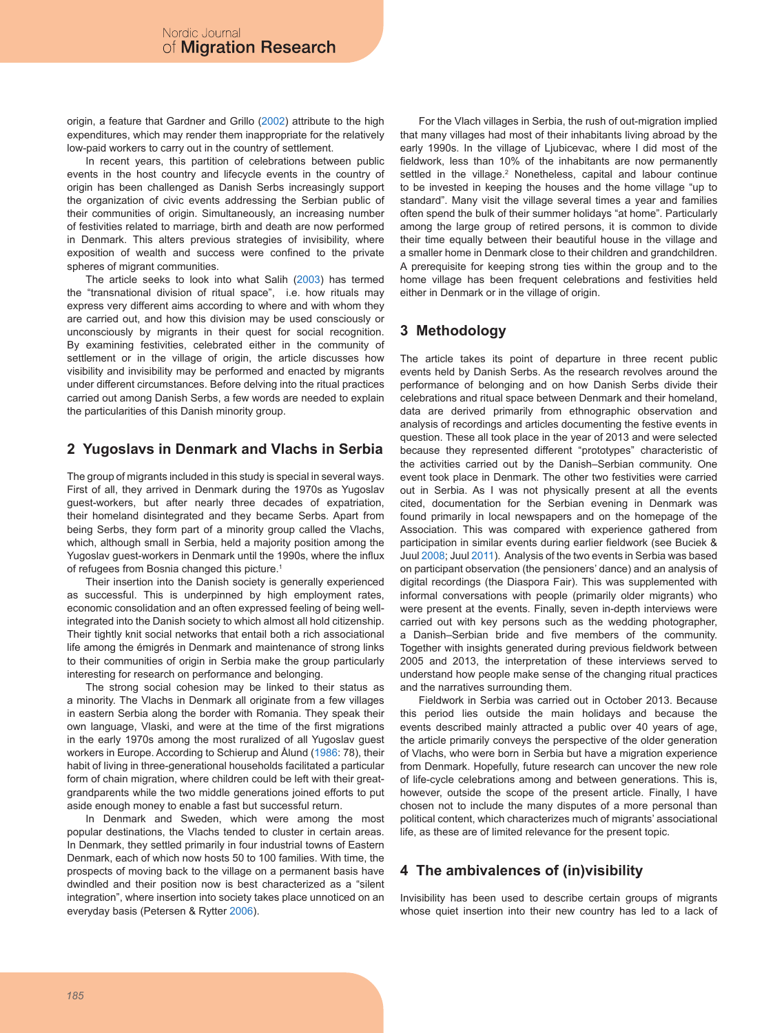origin, a feature that Gardner and Grillo (2002) attribute to the high expenditures, which may render them inappropriate for the relatively low-paid workers to carry out in the country of settlement.

In recent years, this partition of celebrations between public events in the host country and lifecycle events in the country of origin has been challenged as Danish Serbs increasingly support the organization of civic events addressing the Serbian public of their communities of origin. Simultaneously, an increasing number of festivities related to marriage, birth and death are now performed in Denmark. This alters previous strategies of invisibility, where exposition of wealth and success were confined to the private spheres of migrant communities.

The article seeks to look into what Salih (2003) has termed the "transnational division of ritual space", i.e. how rituals may express very different aims according to where and with whom they are carried out, and how this division may be used consciously or unconsciously by migrants in their quest for social recognition. By examining festivities, celebrated either in the community of settlement or in the village of origin, the article discusses how visibility and invisibility may be performed and enacted by migrants under different circumstances. Before delving into the ritual practices carried out among Danish Serbs, a few words are needed to explain the particularities of this Danish minority group.

## 2 Yugoslavs in Denmark and Vlachs in Serbia

The group of migrants included in this study is special in several ways. First of all, they arrived in Denmark during the 1970s as Yugoslav guest-workers, but after nearly three decades of expatriation, their homeland disintegrated and they became Serbs. Apart from being Serbs, they form part of a minority group called the Vlachs, which, although small in Serbia, held a majority position among the Yugoslav guest-workers in Denmark until the 1990s, where the influx of refugees from Bosnia changed this picture.[1]

Their insertion into the Danish society is generally experienced as successful. This is underpinned by high employment rates, economic consolidation and an often expressed feeling of being well-integrated into the Danish society to which almost all hold citizenship. Their tightly knit social networks that entail both a rich associational life among the émigrés in Denmark and maintenance of strong links to their communities of origin in Serbia make the group particularly interesting for research on performance and belonging.

The strong social cohesion may be linked to their status as a minority. The Vlachs in Denmark all originate from a few villages in eastern Serbia along the border with Romania. They speak their own language, Vlaski, and were at the time of the first migrations in the early 1970s among the most ruralized of all Yugoslav guest workers in Europe. According to Schierup and Ålund (1986: 78), their habit of living in three-generational households facilitated a particular form of chain migration, where children could be left with their great-grandparents while the two middle generations joined efforts to put aside enough money to enable a fast but successful return.

In Denmark and Sweden, which were among the most popular destinations, the Vlachs tended to cluster in certain areas. In Denmark, they settled primarily in four industrial towns of Eastern Denmark, each of which now hosts 50 to 100 families. With time, the prospects of moving back to the village on a permanent basis have dwindled and their position now is best characterized as a "silent integration", where insertion into society takes place unnoticed on an everyday basis (Petersen & Rytter 2006).

For the Vlach villages in Serbia, the rush of out-migration implied that many villages had most of their inhabitants living abroad by the early 1990s. In the village of Ljubicevac, where I did most of the fieldwork, less than 10% of the inhabitants are now permanently settled in the village.[2] Nonetheless, capital and labour continue to be invested in keeping the houses and the home village "up to standard". Many visit the village several times a year and families often spend the bulk of their summer holidays "at home". Particularly among the large group of retired persons, it is common to divide their time equally between their beautiful house in the village and a smaller home in Denmark close to their children and grandchildren. A prerequisite for keeping strong ties within the group and to the home village has been frequent celebrations and festivities held either in Denmark or in the village of origin.

## 3 Methodology

The article takes its point of departure in three recent public events held by Danish Serbs. As the research revolves around the performance of belonging and on how Danish Serbs divide their celebrations and ritual space between Denmark and their homeland, data are derived primarily from ethnographic observation and analysis of recordings and articles documenting the festive events in question. These all took place in the year of 2013 and were selected because they represented different "prototypes" characteristic of the activities carried out by the Danish–Serbian community. One event took place in Denmark. The other two festivities were carried out in Serbia. As I was not physically present at all the events cited, documentation for the Serbian evening in Denmark was found primarily in local newspapers and on the homepage of the Association. This was compared with experience gathered from participation in similar events during earlier fieldwork (see Buciek & Juul 2008; Juul 2011). Analysis of the two events in Serbia was based on participant observation (the pensioners' dance) and an analysis of digital recordings (the Diaspora Fair). This was supplemented with informal conversations with people (primarily older migrants) who were present at the events. Finally, seven in-depth interviews were carried out with key persons such as the wedding photographer, a Danish–Serbian bride and five members of the community. Together with insights generated during previous fieldwork between 2005 and 2013, the interpretation of these interviews served to understand how people make sense of the changing ritual practices and the narratives surrounding them.

Fieldwork in Serbia was carried out in October 2013. Because this period lies outside the main holidays and because the events described mainly attracted a public over 40 years of age, the article primarily conveys the perspective of the older generation of Vlachs, who were born in Serbia but have a migration experience from Denmark. Hopefully, future research can uncover the new role of life-cycle celebrations among and between generations. This is, however, outside the scope of the present article. Finally, I have chosen not to include the many disputes of a more personal than political content, which characterizes much of migrants' associational life, as these are of limited relevance for the present topic.

## 4 The ambivalences of (in)visibility

Invisibility has been used to describe certain groups of migrants whose quiet insertion into their new country has led to a lack of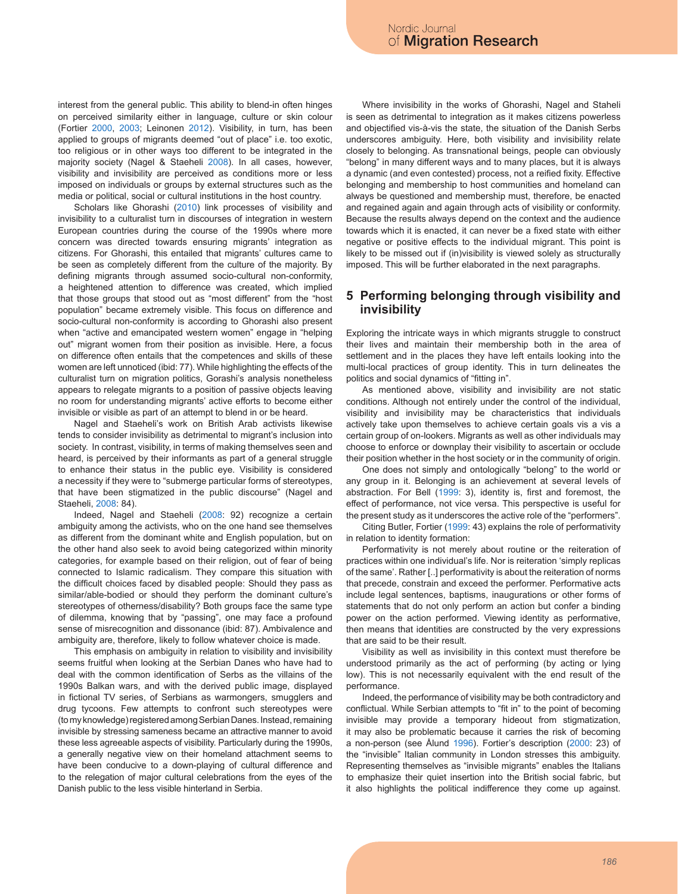interest from the general public. This ability to blend-in often hinges on perceived similarity either in language, culture or skin colour (Fortier 2000, 2003; Leinonen 2012). Visibility, in turn, has been applied to groups of migrants deemed "out of place" i.e. too exotic, too religious or in other ways too different to be integrated in the majority society (Nagel & Staeheli 2008). In all cases, however, visibility and invisibility are perceived as conditions more or less imposed on individuals or groups by external structures such as the media or political, social or cultural institutions in the host country.

Scholars like Ghorashi (2010) link processes of visibility and invisibility to a culturalist turn in discourses of integration in western European countries during the course of the 1990s where more concern was directed towards ensuring migrants' integration as citizens. For Ghorashi, this entailed that migrants' cultures came to be seen as completely different from the culture of the majority. By defining migrants through assumed socio-cultural non-conformity, a heightened attention to difference was created, which implied that those groups that stood out as "most different" from the "host population" became extremely visible. This focus on difference and socio-cultural non-conformity is according to Ghorashi also present when "active and emancipated western women" engage in "helping out" migrant women from their position as invisible. Here, a focus on difference often entails that the competences and skills of these women are left unnoticed (ibid: 77). While highlighting the effects of the culturalist turn on migration politics, Gorashi's analysis nonetheless appears to relegate migrants to a position of passive objects leaving no room for understanding migrants' active efforts to become either invisible or visible as part of an attempt to blend in or be heard.

Nagel and Staeheli's work on British Arab activists likewise tends to consider invisibility as detrimental to migrant's inclusion into society. In contrast, visibility, in terms of making themselves seen and heard, is perceived by their informants as part of a general struggle to enhance their status in the public eye. Visibility is considered a necessity if they were to "submerge particular forms of stereotypes, that have been stigmatized in the public discourse" (Nagel and Staeheli, 2008: 84).

Indeed, Nagel and Staeheli (2008: 92) recognize a certain ambiguity among the activists, who on the one hand see themselves as different from the dominant white and English population, but on the other hand also seek to avoid being categorized within minority categories, for example based on their religion, out of fear of being connected to Islamic radicalism. They compare this situation with the difficult choices faced by disabled people: Should they pass as similar/able-bodied or should they perform the dominant culture's stereotypes of otherness/disability? Both groups face the same type of dilemma, knowing that by "passing", one may face a profound sense of misrecognition and dissonance (ibid: 87). Ambivalence and ambiguity are, therefore, likely to follow whatever choice is made.

This emphasis on ambiguity in relation to visibility and invisibility seems fruitful when looking at the Serbian Danes who have had to deal with the common identification of Serbs as the villains of the 1990s Balkan wars, and with the derived public image, displayed in fictional TV series, of Serbians as warmongers, smugglers and drug tycoons. Few attempts to confront such stereotypes were (to my knowledge) registered among Serbian Danes. Instead, remaining invisible by stressing sameness became an attractive manner to avoid these less agreeable aspects of visibility. Particularly during the 1990s, a generally negative view on their homeland attachment seems to have been conducive to a down-playing of cultural difference and to the relegation of major cultural celebrations from the eyes of the Danish public to the less visible hinterland in Serbia.

Where invisibility in the works of Ghorashi, Nagel and Staheli is seen as detrimental to integration as it makes citizens powerless and objectified vis-à-vis the state, the situation of the Danish Serbs underscores ambiguity. Here, both visibility and invisibility relate closely to belonging. As transnational beings, people can obviously "belong" in many different ways and to many places, but it is always a dynamic (and even contested) process, not a reified fixity. Effective belonging and membership to host communities and homeland can always be questioned and membership must, therefore, be enacted and regained again and again through acts of visibility or conformity. Because the results always depend on the context and the audience towards which it is enacted, it can never be a fixed state with either negative or positive effects to the individual migrant. This point is likely to be missed out if (in)visibility is viewed solely as structurally imposed. This will be further elaborated in the next paragraphs.

## 5 Performing belonging through visibility and invisibility

Exploring the intricate ways in which migrants struggle to construct their lives and maintain their membership both in the area of settlement and in the places they have left entails looking into the multi-local practices of group identity. This in turn delineates the politics and social dynamics of "fitting in".

As mentioned above, visibility and invisibility are not static conditions. Although not entirely under the control of the individual, visibility and invisibility may be characteristics that individuals actively take upon themselves to achieve certain goals vis a vis a certain group of on-lookers. Migrants as well as other individuals may choose to enforce or downplay their visibility to ascertain or occlude their position whether in the host society or in the community of origin.

One does not simply and ontologically "belong" to the world or any group in it. Belonging is an achievement at several levels of abstraction. For Bell (1999: 3), identity is, first and foremost, the effect of performance, not vice versa. This perspective is useful for the present study as it underscores the active role of the "performers".

Citing Butler, Fortier (1999: 43) explains the role of performativity in relation to identity formation:

Performativity is not merely about routine or the reiteration of practices within one individual's life. Nor is reiteration 'simply replicas of the same'. Rather [..] performativity is about the reiteration of norms that precede, constrain and exceed the performer. Performative acts include legal sentences, baptisms, inaugurations or other forms of statements that do not only perform an action but confer a binding power on the action performed. Viewing identity as performative, then means that identities are constructed by the very expressions that are said to be their result.

Visibility as well as invisibility in this context must therefore be understood primarily as the act of performing (by acting or lying low). This is not necessarily equivalent with the end result of the performance.

Indeed, the performance of visibility may be both contradictory and conflictual. While Serbian attempts to "fit in" to the point of becoming invisible may provide a temporary hideout from stigmatization, it may also be problematic because it carries the risk of becoming a non-person (see Ålund 1996). Fortier's description (2000: 23) of the "invisible" Italian community in London stresses this ambiguity. Representing themselves as "invisible migrants" enables the Italians to emphasize their quiet insertion into the British social fabric, but it also highlights the political indifference they come up against.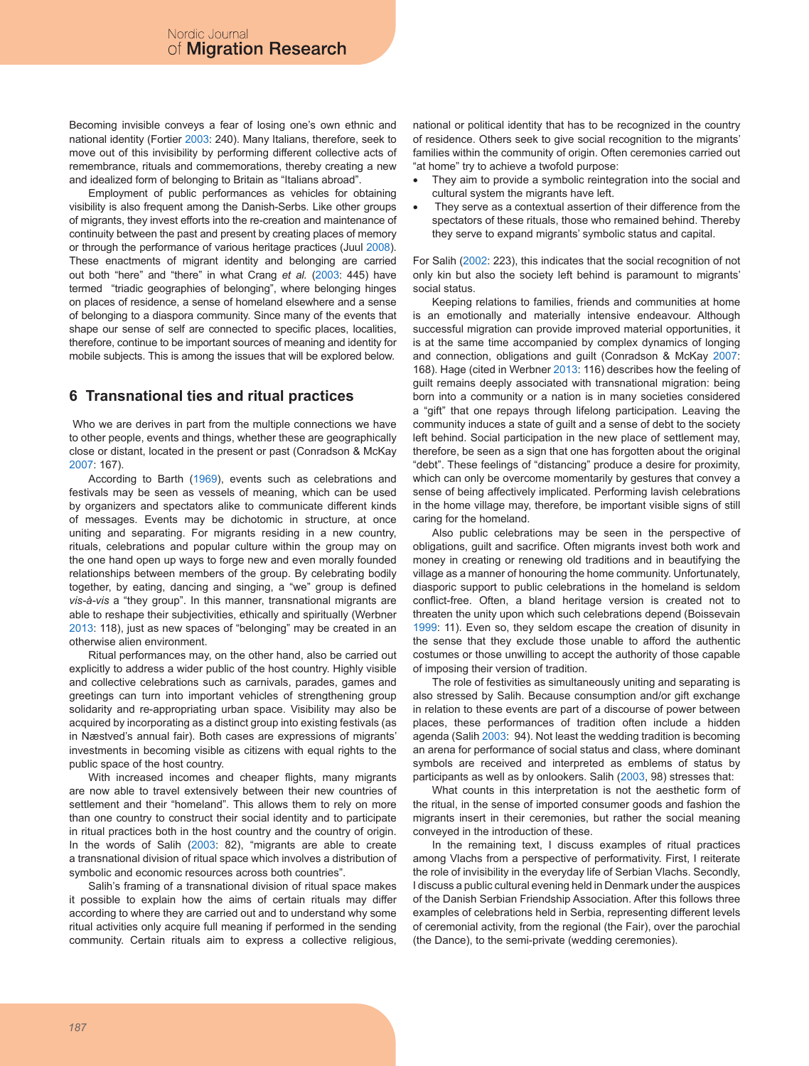Becoming invisible conveys a fear of losing one's own ethnic and national identity (Fortier 2003: 240). Many Italians, therefore, seek to move out of this invisibility by performing different collective acts of remembrance, rituals and commemorations, thereby creating a new and idealized form of belonging to Britain as "Italians abroad".

Employment of public performances as vehicles for obtaining visibility is also frequent among the Danish-Serbs. Like other groups of migrants, they invest efforts into the re-creation and maintenance of continuity between the past and present by creating places of memory or through the performance of various heritage practices (Juul 2008). These enactments of migrant identity and belonging are carried out both "here" and "there" in what Crang *et al.* (2003: 445) have termed "triadic geographies of belonging", where belonging hinges on places of residence, a sense of homeland elsewhere and a sense of belonging to a diaspora community. Since many of the events that shape our sense of self are connected to specific places, localities, therefore, continue to be important sources of meaning and identity for mobile subjects. This is among the issues that will be explored below.

## 6 Transnational ties and ritual practices

Who we are derives in part from the multiple connections we have to other people, events and things, whether these are geographically close or distant, located in the present or past (Conradson & McKay 2007: 167).

According to Barth (1969), events such as celebrations and festivals may be seen as vessels of meaning, which can be used by organizers and spectators alike to communicate different kinds of messages. Events may be dichotomic in structure, at once uniting and separating. For migrants residing in a new country, rituals, celebrations and popular culture within the group may on the one hand open up ways to forge new and even morally founded relationships between members of the group. By celebrating bodily together, by eating, dancing and singing, a "we" group is defined *vis-à-vis* a "they group". In this manner, transnational migrants are able to reshape their subjectivities, ethically and spiritually (Werbner 2013: 118), just as new spaces of "belonging" may be created in an otherwise alien environment.

Ritual performances may, on the other hand, also be carried out explicitly to address a wider public of the host country. Highly visible and collective celebrations such as carnivals, parades, games and greetings can turn into important vehicles of strengthening group solidarity and re-appropriating urban space. Visibility may also be acquired by incorporating as a distinct group into existing festivals (as in Næstved's annual fair). Both cases are expressions of migrants' investments in becoming visible as citizens with equal rights to the public space of the host country.

With increased incomes and cheaper flights, many migrants are now able to travel extensively between their new countries of settlement and their "homeland". This allows them to rely on more than one country to construct their social identity and to participate in ritual practices both in the host country and the country of origin. In the words of Salih (2003: 82), "migrants are able to create a transnational division of ritual space which involves a distribution of symbolic and economic resources across both countries".

Salih's framing of a transnational division of ritual space makes it possible to explain how the aims of certain rituals may differ according to where they are carried out and to understand why some ritual activities only acquire full meaning if performed in the sending community. Certain rituals aim to express a collective religious, national or political identity that has to be recognized in the country of residence. Others seek to give social recognition to the migrants' families within the community of origin. Often ceremonies carried out "at home" try to achieve a twofold purpose:

- They aim to provide a symbolic reintegration into the social and cultural system the migrants have left.
- They serve as a contextual assertion of their difference from the spectators of these rituals, those who remained behind. Thereby they serve to expand migrants' symbolic status and capital.

For Salih (2002: 223), this indicates that the social recognition of not only kin but also the society left behind is paramount to migrants' social status.

Keeping relations to families, friends and communities at home is an emotionally and materially intensive endeavour. Although successful migration can provide improved material opportunities, it is at the same time accompanied by complex dynamics of longing and connection, obligations and guilt (Conradson & McKay 2007: 168). Hage (cited in Werbner 2013: 116) describes how the feeling of guilt remains deeply associated with transnational migration: being born into a community or a nation is in many societies considered a "gift" that one repays through lifelong participation. Leaving the community induces a state of guilt and a sense of debt to the society left behind. Social participation in the new place of settlement may, therefore, be seen as a sign that one has forgotten about the original "debt". These feelings of "distancing" produce a desire for proximity, which can only be overcome momentarily by gestures that convey a sense of being affectively implicated. Performing lavish celebrations in the home village may, therefore, be important visible signs of still caring for the homeland.

Also public celebrations may be seen in the perspective of obligations, guilt and sacrifice. Often migrants invest both work and money in creating or renewing old traditions and in beautifying the village as a manner of honouring the home community. Unfortunately, diasporic support to public celebrations in the homeland is seldom conflict-free. Often, a bland heritage version is created not to threaten the unity upon which such celebrations depend (Boissevain 1999: 11). Even so, they seldom escape the creation of disunity in the sense that they exclude those unable to afford the authentic costumes or those unwilling to accept the authority of those capable of imposing their version of tradition.

The role of festivities as simultaneously uniting and separating is also stressed by Salih. Because consumption and/or gift exchange in relation to these events are part of a discourse of power between places, these performances of tradition often include a hidden agenda (Salih 2003: 94). Not least the wedding tradition is becoming an arena for performance of social status and class, where dominant symbols are received and interpreted as emblems of status by participants as well as by onlookers. Salih (2003, 98) stresses that:

What counts in this interpretation is not the aesthetic form of the ritual, in the sense of imported consumer goods and fashion the migrants insert in their ceremonies, but rather the social meaning conveyed in the introduction of these.

In the remaining text, I discuss examples of ritual practices among Vlachs from a perspective of performativity. First, I reiterate the role of invisibility in the everyday life of Serbian Vlachs. Secondly, I discuss a public cultural evening held in Denmark under the auspices of the Danish Serbian Friendship Association. After this follows three examples of celebrations held in Serbia, representing different levels of ceremonial activity, from the regional (the Fair), over the parochial (the Dance), to the semi-private (wedding ceremonies).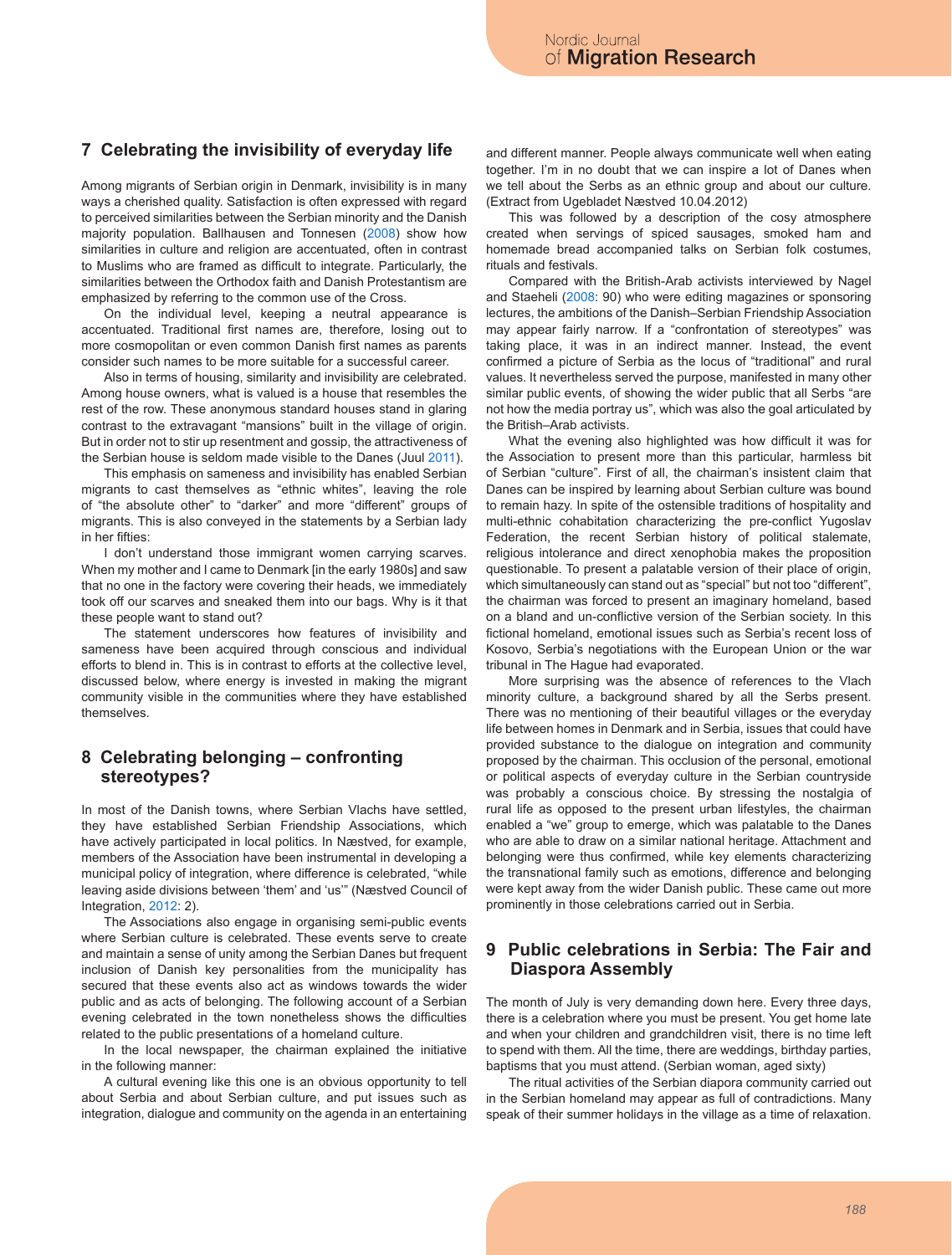## 7 Celebrating the invisibility of everyday life

Among migrants of Serbian origin in Denmark, invisibility is in many ways a cherished quality. Satisfaction is often expressed with regard to perceived similarities between the Serbian minority and the Danish majority population. Ballhausen and Tonnesen (2008) show how similarities in culture and religion are accentuated, often in contrast to Muslims who are framed as difficult to integrate. Particularly, the similarities between the Orthodox faith and Danish Protestantism are emphasized by referring to the common use of the Cross.

On the individual level, keeping a neutral appearance is accentuated. Traditional first names are, therefore, losing out to more cosmopolitan or even common Danish first names as parents consider such names to be more suitable for a successful career.

Also in terms of housing, similarity and invisibility are celebrated. Among house owners, what is valued is a house that resembles the rest of the row. These anonymous standard houses stand in glaring contrast to the extravagant "mansions" built in the village of origin. But in order not to stir up resentment and gossip, the attractiveness of the Serbian house is seldom made visible to the Danes (Juul 2011).

This emphasis on sameness and invisibility has enabled Serbian migrants to cast themselves as "ethnic whites", leaving the role of "the absolute other" to "darker" and more "different" groups of migrants. This is also conveyed in the statements by a Serbian lady in her fifties:

I don't understand those immigrant women carrying scarves. When my mother and I came to Denmark [in the early 1980s] and saw that no one in the factory were covering their heads, we immediately took off our scarves and sneaked them into our bags. Why is it that these people want to stand out?

The statement underscores how features of invisibility and sameness have been acquired through conscious and individual efforts to blend in. This is in contrast to efforts at the collective level, discussed below, where energy is invested in making the migrant community visible in the communities where they have established themselves.

## 8 Celebrating belonging – confronting stereotypes?

In most of the Danish towns, where Serbian Vlachs have settled, they have established Serbian Friendship Associations, which have actively participated in local politics. In Næstved, for example, members of the Association have been instrumental in developing a municipal policy of integration, where difference is celebrated, "while leaving aside divisions between 'them' and 'us'" (Næstved Council of Integration, 2012: 2).

The Associations also engage in organising semi-public events where Serbian culture is celebrated. These events serve to create and maintain a sense of unity among the Serbian Danes but frequent inclusion of Danish key personalities from the municipality has secured that these events also act as windows towards the wider public and as acts of belonging. The following account of a Serbian evening celebrated in the town nonetheless shows the difficulties related to the public presentations of a homeland culture.

In the local newspaper, the chairman explained the initiative in the following manner:

A cultural evening like this one is an obvious opportunity to tell about Serbia and about Serbian culture, and put issues such as integration, dialogue and community on the agenda in an entertaining and different manner. People always communicate well when eating together. I'm in no doubt that we can inspire a lot of Danes when we tell about the Serbs as an ethnic group and about our culture. (Extract from Ugebladet Næstved 10.04.2012)

This was followed by a description of the cosy atmosphere created when servings of spiced sausages, smoked ham and homemade bread accompanied talks on Serbian folk costumes, rituals and festivals.

Compared with the British-Arab activists interviewed by Nagel and Staeheli (2008: 90) who were editing magazines or sponsoring lectures, the ambitions of the Danish–Serbian Friendship Association may appear fairly narrow. If a "confrontation of stereotypes" was taking place, it was in an indirect manner. Instead, the event confirmed a picture of Serbia as the locus of "traditional" and rural values. It nevertheless served the purpose, manifested in many other similar public events, of showing the wider public that all Serbs "are not how the media portray us", which was also the goal articulated by the British–Arab activists.

What the evening also highlighted was how difficult it was for the Association to present more than this particular, harmless bit of Serbian "culture". First of all, the chairman's insistent claim that Danes can be inspired by learning about Serbian culture was bound to remain hazy. In spite of the ostensible traditions of hospitality and multi-ethnic cohabitation characterizing the pre-conflict Yugoslav Federation, the recent Serbian history of political stalemate, religious intolerance and direct xenophobia makes the proposition questionable. To present a palatable version of their place of origin, which simultaneously can stand out as "special" but not too "different", the chairman was forced to present an imaginary homeland, based on a bland and un-conflictive version of the Serbian society. In this fictional homeland, emotional issues such as Serbia's recent loss of Kosovo, Serbia's negotiations with the European Union or the war tribunal in The Hague had evaporated.

More surprising was the absence of references to the Vlach minority culture, a background shared by all the Serbs present. There was no mentioning of their beautiful villages or the everyday life between homes in Denmark and in Serbia, issues that could have provided substance to the dialogue on integration and community proposed by the chairman. This occlusion of the personal, emotional or political aspects of everyday culture in the Serbian countryside was probably a conscious choice. By stressing the nostalgia of rural life as opposed to the present urban lifestyles, the chairman enabled a "we" group to emerge, which was palatable to the Danes who are able to draw on a similar national heritage. Attachment and belonging were thus confirmed, while key elements characterizing the transnational family such as emotions, difference and belonging were kept away from the wider Danish public. These came out more prominently in those celebrations carried out in Serbia.

## 9 Public celebrations in Serbia: The Fair and Diaspora Assembly

The month of July is very demanding down here. Every three days, there is a celebration where you must be present. You get home late and when your children and grandchildren visit, there is no time left to spend with them. All the time, there are weddings, birthday parties, baptisms that you must attend. (Serbian woman, aged sixty)

The ritual activities of the Serbian diapora community carried out in the Serbian homeland may appear as full of contradictions. Many speak of their summer holidays in the village as a time of relaxation.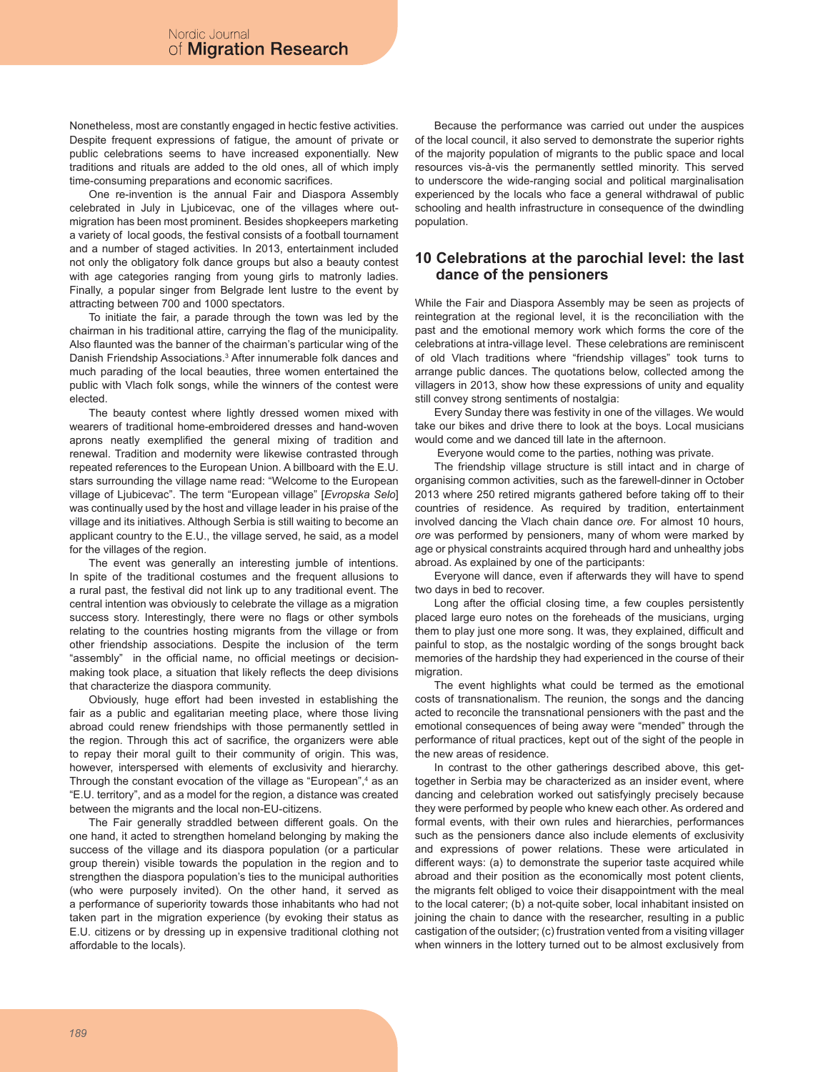Nonetheless, most are constantly engaged in hectic festive activities. Despite frequent expressions of fatigue, the amount of private or public celebrations seems to have increased exponentially. New traditions and rituals are added to the old ones, all of which imply time-consuming preparations and economic sacrifices.

One re-invention is the annual Fair and Diaspora Assembly celebrated in July in Ljubicevac, one of the villages where out-migration has been most prominent. Besides shopkeepers marketing a variety of local goods, the festival consists of a football tournament and a number of staged activities. In 2013, entertainment included not only the obligatory folk dance groups but also a beauty contest with age categories ranging from young girls to matronly ladies. Finally, a popular singer from Belgrade lent lustre to the event by attracting between 700 and 1000 spectators.

To initiate the fair, a parade through the town was led by the chairman in his traditional attire, carrying the flag of the municipality. Also flaunted was the banner of the chairman's particular wing of the Danish Friendship Associations.[3] After innumerable folk dances and much parading of the local beauties, three women entertained the public with Vlach folk songs, while the winners of the contest were elected.

The beauty contest where lightly dressed women mixed with wearers of traditional home-embroidered dresses and hand-woven aprons neatly exemplified the general mixing of tradition and renewal. Tradition and modernity were likewise contrasted through repeated references to the European Union. A billboard with the E.U. stars surrounding the village name read: "Welcome to the European village of Ljubicevac". The term "European village" [*Evropska Selo*] was continually used by the host and village leader in his praise of the village and its initiatives. Although Serbia is still waiting to become an applicant country to the E.U., the village served, he said, as a model for the villages of the region.

The event was generally an interesting jumble of intentions. In spite of the traditional costumes and the frequent allusions to a rural past, the festival did not link up to any traditional event. The central intention was obviously to celebrate the village as a migration success story. Interestingly, there were no flags or other symbols relating to the countries hosting migrants from the village or from other friendship associations. Despite the inclusion of the term "assembly" in the official name, no official meetings or decision-making took place, a situation that likely reflects the deep divisions that characterize the diaspora community.

Obviously, huge effort had been invested in establishing the fair as a public and egalitarian meeting place, where those living abroad could renew friendships with those permanently settled in the region. Through this act of sacrifice, the organizers were able to repay their moral guilt to their community of origin. This was, however, interspersed with elements of exclusivity and hierarchy. Through the constant evocation of the village as "European",[4] as an "E.U. territory", and as a model for the region, a distance was created between the migrants and the local non-EU-citizens.

The Fair generally straddled between different goals. On the one hand, it acted to strengthen homeland belonging by making the success of the village and its diaspora population (or a particular group therein) visible towards the population in the region and to strengthen the diaspora population's ties to the municipal authorities (who were purposely invited). On the other hand, it served as a performance of superiority towards those inhabitants who had not taken part in the migration experience (by evoking their status as E.U. citizens or by dressing up in expensive traditional clothing not affordable to the locals).

Because the performance was carried out under the auspices of the local council, it also served to demonstrate the superior rights of the majority population of migrants to the public space and local resources vis-à-vis the permanently settled minority. This served to underscore the wide-ranging social and political marginalisation experienced by the locals who face a general withdrawal of public schooling and health infrastructure in consequence of the dwindling population.

## 10 Celebrations at the parochial level: the last dance of the pensioners

While the Fair and Diaspora Assembly may be seen as projects of reintegration at the regional level, it is the reconciliation with the past and the emotional memory work which forms the core of the celebrations at intra-village level. These celebrations are reminiscent of old Vlach traditions where "friendship villages" took turns to arrange public dances. The quotations below, collected among the villagers in 2013, show how these expressions of unity and equality still convey strong sentiments of nostalgia:

Every Sunday there was festivity in one of the villages. We would take our bikes and drive there to look at the boys. Local musicians would come and we danced till late in the afternoon.

Everyone would come to the parties, nothing was private.

The friendship village structure is still intact and in charge of organising common activities, such as the farewell-dinner in October 2013 where 250 retired migrants gathered before taking off to their countries of residence. As required by tradition, entertainment involved dancing the Vlach chain dance *ore.* For almost 10 hours, *ore* was performed by pensioners, many of whom were marked by age or physical constraints acquired through hard and unhealthy jobs abroad. As explained by one of the participants:

Everyone will dance, even if afterwards they will have to spend two days in bed to recover.

Long after the official closing time, a few couples persistently placed large euro notes on the foreheads of the musicians, urging them to play just one more song. It was, they explained, difficult and painful to stop, as the nostalgic wording of the songs brought back memories of the hardship they had experienced in the course of their migration.

The event highlights what could be termed as the emotional costs of transnationalism. The reunion, the songs and the dancing acted to reconcile the transnational pensioners with the past and the emotional consequences of being away were "mended" through the performance of ritual practices, kept out of the sight of the people in the new areas of residence.

In contrast to the other gatherings described above, this get-together in Serbia may be characterized as an insider event, where dancing and celebration worked out satisfyingly precisely because they were performed by people who knew each other. As ordered and formal events, with their own rules and hierarchies, performances such as the pensioners dance also include elements of exclusivity and expressions of power relations. These were articulated in different ways: (a) to demonstrate the superior taste acquired while abroad and their position as the economically most potent clients, the migrants felt obliged to voice their disappointment with the meal to the local caterer; (b) a not-quite sober, local inhabitant insisted on joining the chain to dance with the researcher, resulting in a public castigation of the outsider; (c) frustration vented from a visiting villager when winners in the lottery turned out to be almost exclusively from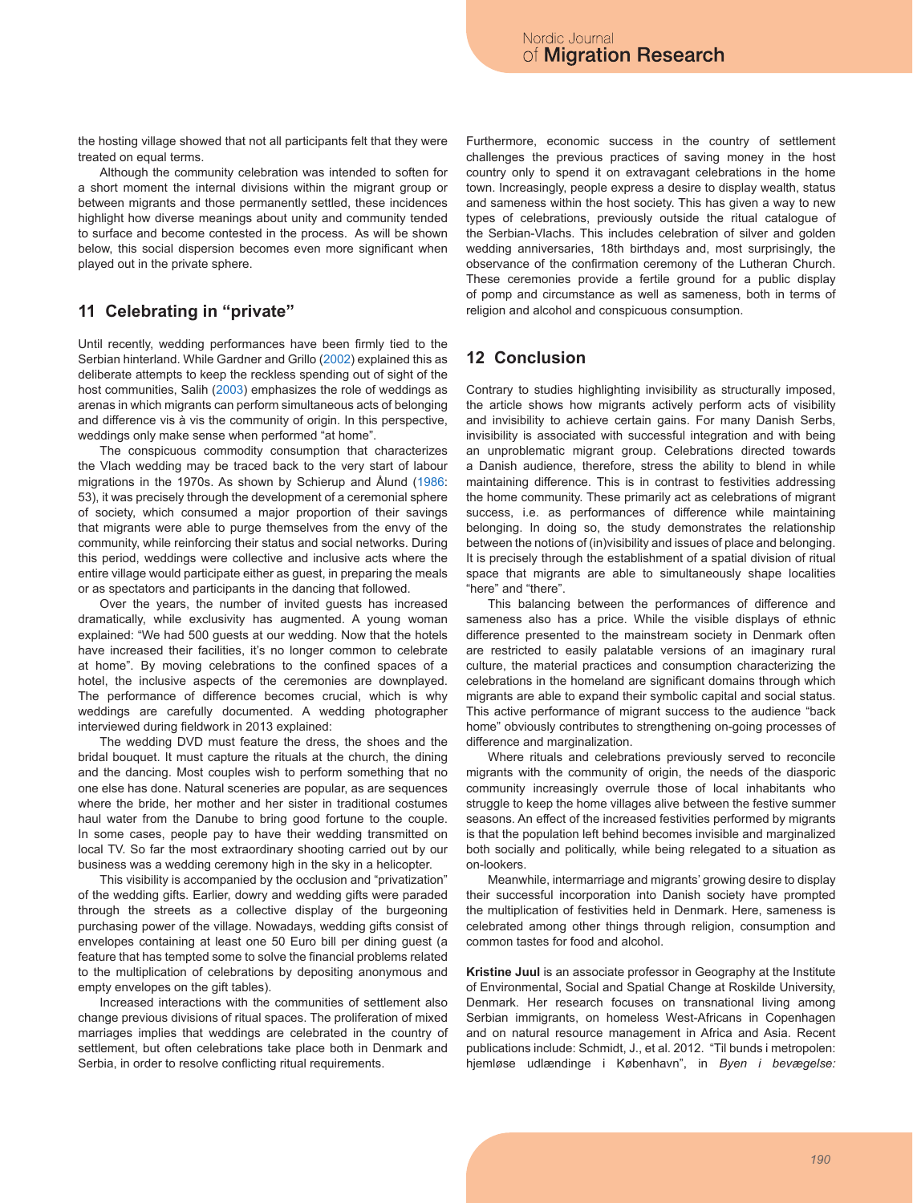the hosting village showed that not all participants felt that they were treated on equal terms.

Although the community celebration was intended to soften for a short moment the internal divisions within the migrant group or between migrants and those permanently settled, these incidences highlight how diverse meanings about unity and community tended to surface and become contested in the process. As will be shown below, this social dispersion becomes even more significant when played out in the private sphere.

## 11 Celebrating in "private"

Until recently, wedding performances have been firmly tied to the Serbian hinterland. While Gardner and Grillo (2002) explained this as deliberate attempts to keep the reckless spending out of sight of the host communities, Salih (2003) emphasizes the role of weddings as arenas in which migrants can perform simultaneous acts of belonging and difference vis à vis the community of origin. In this perspective, weddings only make sense when performed "at home".

The conspicuous commodity consumption that characterizes the Vlach wedding may be traced back to the very start of labour migrations in the 1970s. As shown by Schierup and Ålund (1986: 53), it was precisely through the development of a ceremonial sphere of society, which consumed a major proportion of their savings that migrants were able to purge themselves from the envy of the community, while reinforcing their status and social networks. During this period, weddings were collective and inclusive acts where the entire village would participate either as guest, in preparing the meals or as spectators and participants in the dancing that followed.

Over the years, the number of invited guests has increased dramatically, while exclusivity has augmented. A young woman explained: "We had 500 guests at our wedding. Now that the hotels have increased their facilities, it's no longer common to celebrate at home". By moving celebrations to the confined spaces of a hotel, the inclusive aspects of the ceremonies are downplayed. The performance of difference becomes crucial, which is why weddings are carefully documented. A wedding photographer interviewed during fieldwork in 2013 explained:

The wedding DVD must feature the dress, the shoes and the bridal bouquet. It must capture the rituals at the church, the dining and the dancing. Most couples wish to perform something that no one else has done. Natural sceneries are popular, as are sequences where the bride, her mother and her sister in traditional costumes haul water from the Danube to bring good fortune to the couple. In some cases, people pay to have their wedding transmitted on local TV. So far the most extraordinary shooting carried out by our business was a wedding ceremony high in the sky in a helicopter.

This visibility is accompanied by the occlusion and "privatization" of the wedding gifts. Earlier, dowry and wedding gifts were paraded through the streets as a collective display of the burgeoning purchasing power of the village. Nowadays, wedding gifts consist of envelopes containing at least one 50 Euro bill per dining guest (a feature that has tempted some to solve the financial problems related to the multiplication of celebrations by depositing anonymous and empty envelopes on the gift tables).

Increased interactions with the communities of settlement also change previous divisions of ritual spaces. The proliferation of mixed marriages implies that weddings are celebrated in the country of settlement, but often celebrations take place both in Denmark and Serbia, in order to resolve conflicting ritual requirements.

Furthermore, economic success in the country of settlement challenges the previous practices of saving money in the host country only to spend it on extravagant celebrations in the home town. Increasingly, people express a desire to display wealth, status and sameness within the host society. This has given a way to new types of celebrations, previously outside the ritual catalogue of the Serbian-Vlachs. This includes celebration of silver and golden wedding anniversaries, 18th birthdays and, most surprisingly, the observance of the confirmation ceremony of the Lutheran Church. These ceremonies provide a fertile ground for a public display of pomp and circumstance as well as sameness, both in terms of religion and alcohol and conspicuous consumption.

## 12 Conclusion

Contrary to studies highlighting invisibility as structurally imposed, the article shows how migrants actively perform acts of visibility and invisibility to achieve certain gains. For many Danish Serbs, invisibility is associated with successful integration and with being an unproblematic migrant group. Celebrations directed towards a Danish audience, therefore, stress the ability to blend in while maintaining difference. This is in contrast to festivities addressing the home community. These primarily act as celebrations of migrant success, i.e. as performances of difference while maintaining belonging. In doing so, the study demonstrates the relationship between the notions of (in)visibility and issues of place and belonging. It is precisely through the establishment of a spatial division of ritual space that migrants are able to simultaneously shape localities "here" and "there".

This balancing between the performances of difference and sameness also has a price. While the visible displays of ethnic difference presented to the mainstream society in Denmark often are restricted to easily palatable versions of an imaginary rural culture, the material practices and consumption characterizing the celebrations in the homeland are significant domains through which migrants are able to expand their symbolic capital and social status. This active performance of migrant success to the audience "back home" obviously contributes to strengthening on-going processes of difference and marginalization.

Where rituals and celebrations previously served to reconcile migrants with the community of origin, the needs of the diasporic community increasingly overrule those of local inhabitants who struggle to keep the home villages alive between the festive summer seasons. An effect of the increased festivities performed by migrants is that the population left behind becomes invisible and marginalized both socially and politically, while being relegated to a situation as on-lookers.

Meanwhile, intermarriage and migrants' growing desire to display their successful incorporation into Danish society have prompted the multiplication of festivities held in Denmark. Here, sameness is celebrated among other things through religion, consumption and common tastes for food and alcohol.

**Kristine Juul** is an associate professor in Geography at the Institute of Environmental, Social and Spatial Change at Roskilde University, Denmark. Her research focuses on transnational living among Serbian immigrants, on homeless West-Africans in Copenhagen and on natural resource management in Africa and Asia. Recent publications include: Schmidt, J., et al. 2012. "Til bunds i metropolen: hjemløse udlændinge i København", in *Byen i bevægelse:*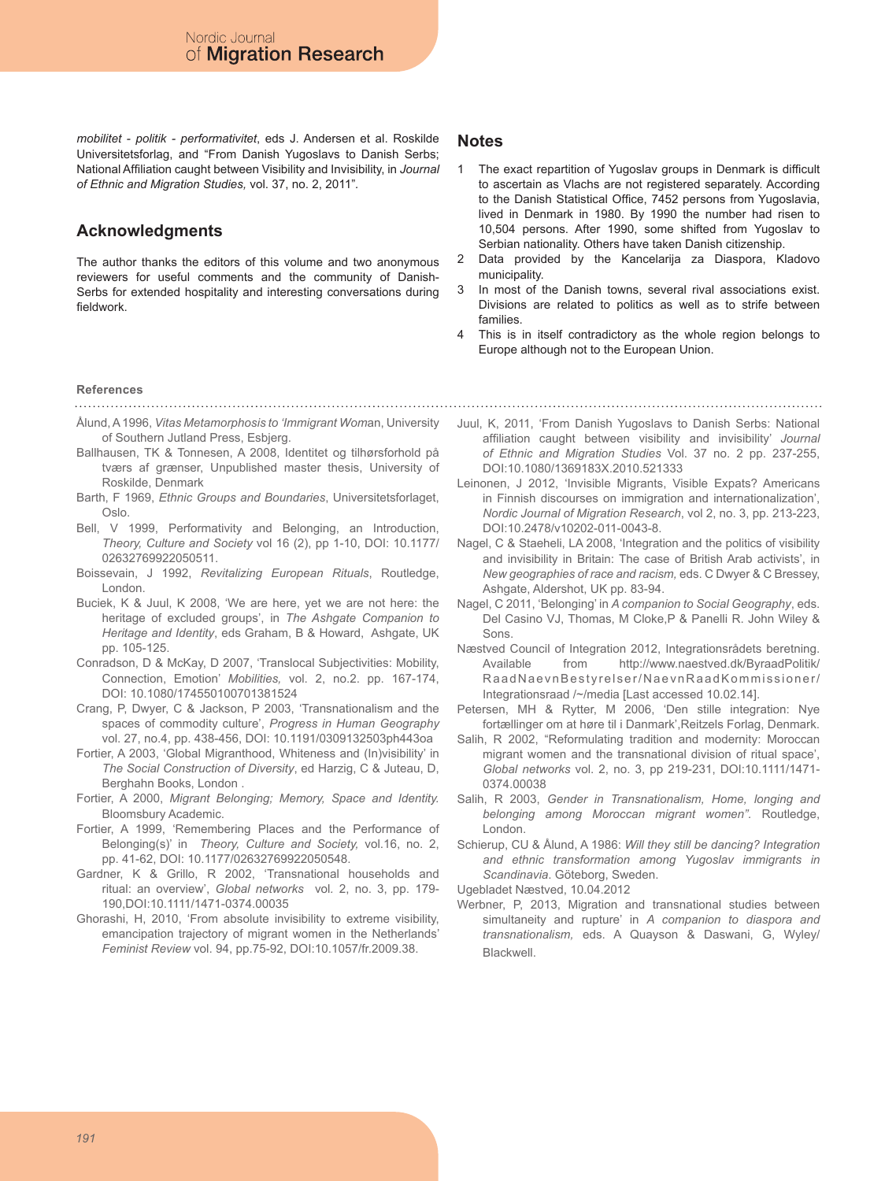*mobilitet - politik - performativitet*, eds J. Andersen et al. Roskilde Universitetsforlag, and "From Danish Yugoslavs to Danish Serbs; National Affiliation caught between Visibility and Invisibility, in *Journal of Ethnic and Migration Studies,* vol. 37, no. 2, 2011".

## Acknowledgments

The author thanks the editors of this volume and two anonymous reviewers for useful comments and the community of Danish-Serbs for extended hospitality and interesting conversations during fieldwork.

## Notes

1. The exact repartition of Yugoslav groups in Denmark is difficult to ascertain as Vlachs are not registered separately. According to the Danish Statistical Office, 7452 persons from Yugoslavia, lived in Denmark in 1980. By 1990 the number had risen to 10,504 persons. After 1990, some shifted from Yugoslav to Serbian nationality. Others have taken Danish citizenship.
2. Data provided by the Kancelarija za Diaspora, Kladovo municipality.
3. In most of the Danish towns, several rival associations exist. Divisions are related to politics as well as to strife between families.
4. This is in itself contradictory as the whole region belongs to Europe although not to the European Union.

### References

Ålund, A 1996, *Vitas Metamorphosis to 'Immigrant Woman*, University of Southern Jutland Press, Esbjerg.

Ballhausen, TK & Tonnesen, A 2008, Identitet og tilhørsforhold på tværs af grænser, Unpublished master thesis, University of Roskilde, Denmark

Barth, F 1969, *Ethnic Groups and Boundaries*, Universitetsforlaget, Oslo.

Bell, V 1999, Performativity and Belonging, an Introduction, *Theory, Culture and Society* vol 16 (2), pp 1-10, DOI: 10.1177/02632769922050511.

Boissevain, J 1992, *Revitalizing European Rituals*, Routledge, London.

Buciek, K & Juul, K 2008, 'We are here, yet we are not here: the heritage of excluded groups', in *The Ashgate Companion to Heritage and Identity*, eds Graham, B & Howard, Ashgate, UK pp. 105-125.

Conradson, D & McKay, D 2007, 'Translocal Subjectivities: Mobility, Connection, Emotion' *Mobilities,* vol. 2, no.2. pp. 167-174, DOI: 10.1080/174550100701381524

Crang, P, Dwyer, C & Jackson, P 2003, 'Transnationalism and the spaces of commodity culture', *Progress in Human Geography* vol. 27, no.4, pp. 438-456, DOI: 10.1191/0309132503ph443oa

Fortier, A 2003, 'Global Migranthood, Whiteness and (In)visibility' in *The Social Construction of Diversity*, ed Harzig, C & Juteau, D, Berghahn Books, London .

Fortier, A 2000, *Migrant Belonging; Memory, Space and Identity.* Bloomsbury Academic.

Fortier, A 1999, 'Remembering Places and the Performance of Belonging(s)' in *Theory, Culture and Society,* vol.16, no. 2, pp. 41-62, DOI: 10.1177/02632769922050548.

Gardner, K & Grillo, R 2002, 'Transnational households and ritual: an overview', *Global networks* vol. 2, no. 3, pp. 179-190,DOI:10.1111/1471-0374.00035

Ghorashi, H, 2010, 'From absolute invisibility to extreme visibility, emancipation trajectory of migrant women in the Netherlands' *Feminist Review* vol. 94, pp.75-92, DOI:10.1057/fr.2009.38.

Juul, K, 2011, 'From Danish Yugoslavs to Danish Serbs: National affiliation caught between visibility and invisibility' *Journal of Ethnic and Migration Studies* Vol. 37 no. 2 pp. 237-255, DOI:10.1080/1369183X.2010.521333

Leinonen, J 2012, 'Invisible Migrants, Visible Expats? Americans in Finnish discourses on immigration and internationalization', *Nordic Journal of Migration Research*, vol 2, no. 3, pp. 213-223, DOI:10.2478/v10202-011-0043-8.

Nagel, C & Staeheli, LA 2008, 'Integration and the politics of visibility and invisibility in Britain: The case of British Arab activists', in *New geographies of race and racism,* eds. C Dwyer & C Bressey, Ashgate, Aldershot, UK pp. 83-94.

Nagel, C 2011, 'Belonging' in *A companion to Social Geography*, eds. Del Casino VJ, Thomas, M Cloke,P & Panelli R. John Wiley & Sons.

Næstved Council of Integration 2012, Integrationsrådets beretning. Available from http://www.naestved.dk/ByraadPolitik/RaadNaevnBestyrelser/NaevnRaadKommissioner/Integrationsraad /~/media [Last accessed 10.02.14].

Petersen, MH & Rytter, M 2006, 'Den stille integration: Nye fortællinger om at høre til i Danmark',Reitzels Forlag, Denmark.

Salih, R 2002, "Reformulating tradition and modernity: Moroccan migrant women and the transnational division of ritual space', *Global networks* vol. 2, no. 3, pp 219-231, DOI:10.1111/1471-0374.00038

Salih, R 2003, *Gender in Transnationalism, Home, longing and belonging among Moroccan migrant women".* Routledge, London.

Schierup, CU & Ålund, A 1986: *Will they still be dancing? Integration and ethnic transformation among Yugoslav immigrants in Scandinavia*. Göteborg, Sweden.

Ugebladet Næstved, 10.04.2012

Werbner, P, 2013, Migration and transnational studies between simultaneity and rupture' in *A companion to diaspora and transnationalism,* eds. A Quayson & Daswani, G, Wyley/Blackwell.